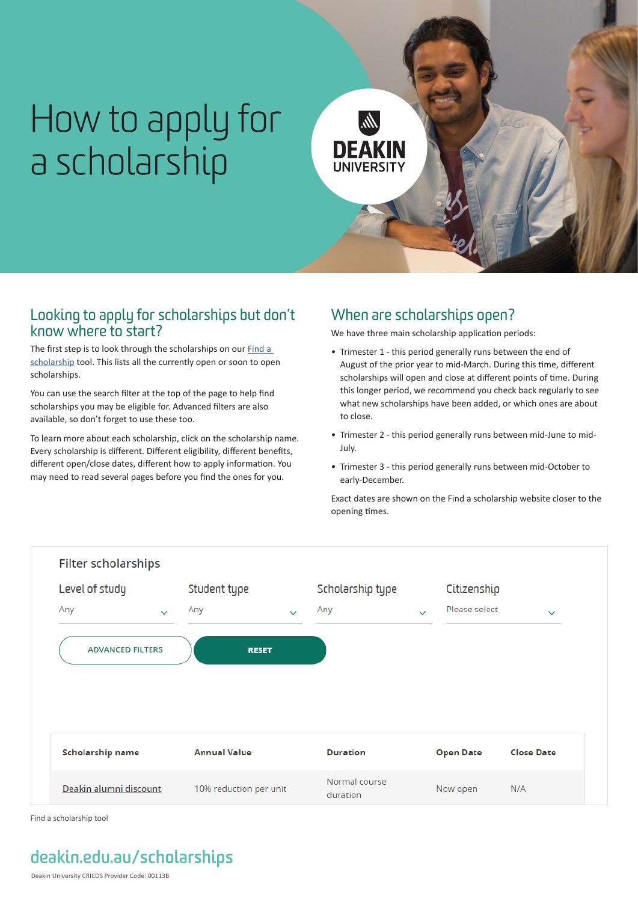# How to apply for a scholarship

DEAKIN UNIVERSITY

## Looking to apply for scholarships but don't know where to start?

The first step is to look through the scholarships on our [Find a scholarship]() tool. This lists all the currently open or soon to open scholarships.

You can use the search filter at the top of the page to help find scholarships you may be eligible for. Advanced filters are also available, so don't forget to use these too.

To learn more about each scholarship, click on the scholarship name. Every scholarship is different. Different eligibility, different benefits, different open/close dates, different how to apply information. You may need to read several pages before you find the ones for you.

## When are scholarships open?

We have three main scholarship application periods:

- Trimester 1 - this period generally runs between the end of August of the prior year to mid-March. During this time, different scholarships will open and close at different points of time. During this longer period, we recommend you check back regularly to see what new scholarships have been added, or which ones are about to close.
- Trimester 2 - this period generally runs between mid-June to mid-July.
- Trimester 3 - this period generally runs between mid-October to early-December.

Exact dates are shown on the Find a scholarship website closer to the opening times.

Filter scholarships

| Level of study | Student type | Scholarship type | Citizenship |
| --- | --- | --- | --- |
| Any | Any | Any | Please select |

ADVANCED FILTERS | RESET

| Scholarship name | Annual Value | Duration | Open Date | Close Date |
| --- | --- | --- | --- | --- |
| Deakin alumni discount | 10% reduction per unit | Normal course duration | Now open | N/A |

Find a scholarship tool

**deakin.edu.au/scholarships**

Deakin University CRICOS Provider Code: 00113B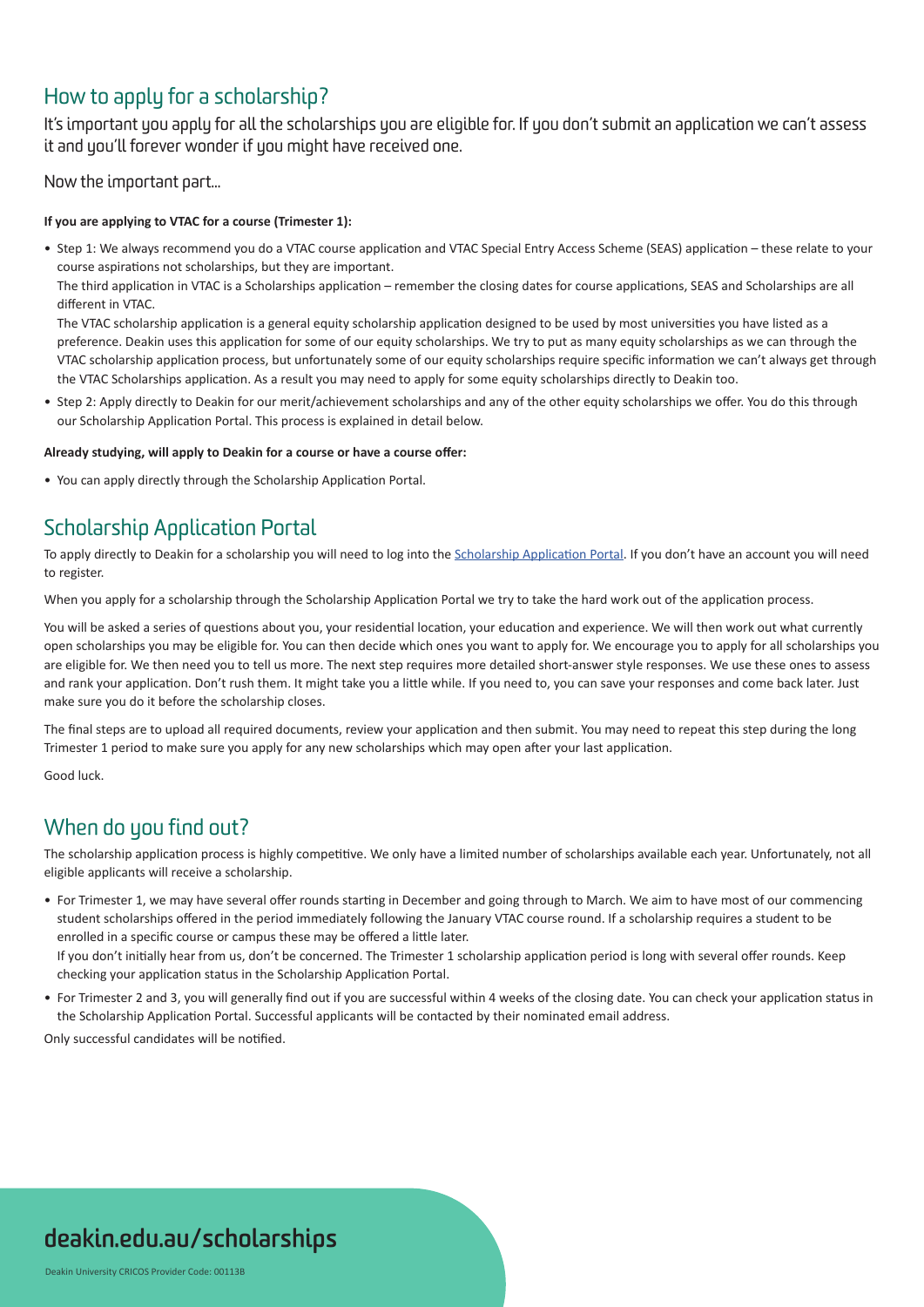## How to apply for a scholarship?

It's important you apply for all the scholarships you are eligible for. If you don't submit an application we can't assess it and you'll forever wonder if you might have received one.

Now the important part...

**If you are applying to VTAC for a course (Trimester 1):**

- Step 1: We always recommend you do a VTAC course application and VTAC Special Entry Access Scheme (SEAS) application – these relate to your course aspirations not scholarships, but they are important.

  The third application in VTAC is a Scholarships application – remember the closing dates for course applications, SEAS and Scholarships are all different in VTAC.

  The VTAC scholarship application is a general equity scholarship application designed to be used by most universities you have listed as a preference. Deakin uses this application for some of our equity scholarships. We try to put as many equity scholarships as we can through the VTAC scholarship application process, but unfortunately some of our equity scholarships require specific information we can't always get through the VTAC Scholarships application. As a result you may need to apply for some equity scholarships directly to Deakin too.
- Step 2: Apply directly to Deakin for our merit/achievement scholarships and any of the other equity scholarships we offer. You do this through our Scholarship Application Portal. This process is explained in detail below.

**Already studying, will apply to Deakin for a course or have a course offer:**

- You can apply directly through the Scholarship Application Portal.

## Scholarship Application Portal

To apply directly to Deakin for a scholarship you will need to log into the Scholarship Application Portal. If you don't have an account you will need to register.

When you apply for a scholarship through the Scholarship Application Portal we try to take the hard work out of the application process.

You will be asked a series of questions about you, your residential location, your education and experience. We will then work out what currently open scholarships you may be eligible for. You can then decide which ones you want to apply for. We encourage you to apply for all scholarships you are eligible for. We then need you to tell us more. The next step requires more detailed short-answer style responses. We use these ones to assess and rank your application. Don't rush them. It might take you a little while. If you need to, you can save your responses and come back later. Just make sure you do it before the scholarship closes.

The final steps are to upload all required documents, review your application and then submit. You may need to repeat this step during the long Trimester 1 period to make sure you apply for any new scholarships which may open after your last application.

Good luck.

## When do you find out?

The scholarship application process is highly competitive. We only have a limited number of scholarships available each year. Unfortunately, not all eligible applicants will receive a scholarship.

- For Trimester 1, we may have several offer rounds starting in December and going through to March. We aim to have most of our commencing student scholarships offered in the period immediately following the January VTAC course round. If a scholarship requires a student to be enrolled in a specific course or campus these may be offered a little later.

  If you don't initially hear from us, don't be concerned. The Trimester 1 scholarship application period is long with several offer rounds. Keep checking your application status in the Scholarship Application Portal.
- For Trimester 2 and 3, you will generally find out if you are successful within 4 weeks of the closing date. You can check your application status in the Scholarship Application Portal. Successful applicants will be contacted by their nominated email address.

Only successful candidates will be notified.

**deakin.edu.au/scholarships**

Deakin University CRICOS Provider Code: 00113B